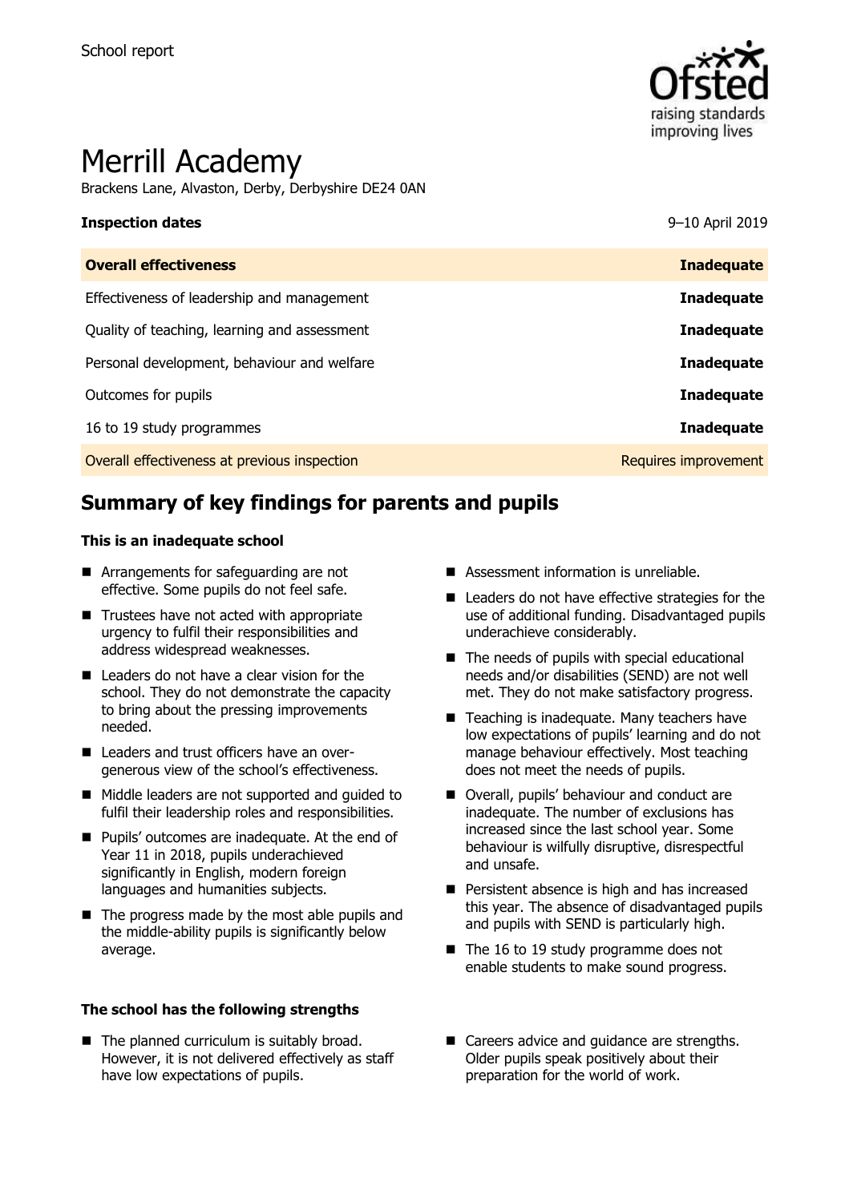School report

# Merrill Academy

Brackens Lane, Alvaston, Derby, Derbyshire DE24 0AN

| **Inspection dates** | 9–10 April 2019 |
|---|---|
| **Overall effectiveness** | **Inadequate** |
| Effectiveness of leadership and management | **Inadequate** |
| Quality of teaching, learning and assessment | **Inadequate** |
| Personal development, behaviour and welfare | **Inadequate** |
| Outcomes for pupils | **Inadequate** |
| 16 to 19 study programmes | **Inadequate** |
| Overall effectiveness at previous inspection | Requires improvement |

## Summary of key findings for parents and pupils

### This is an inadequate school

- Arrangements for safeguarding are not effective. Some pupils do not feel safe.
- Trustees have not acted with appropriate urgency to fulfil their responsibilities and address widespread weaknesses.
- Leaders do not have a clear vision for the school. They do not demonstrate the capacity to bring about the pressing improvements needed.
- Leaders and trust officers have an over-generous view of the school's effectiveness.
- Middle leaders are not supported and guided to fulfil their leadership roles and responsibilities.
- Pupils' outcomes are inadequate. At the end of Year 11 in 2018, pupils underachieved significantly in English, modern foreign languages and humanities subjects.
- The progress made by the most able pupils and the middle-ability pupils is significantly below average.
- Assessment information is unreliable.
- Leaders do not have effective strategies for the use of additional funding. Disadvantaged pupils underachieve considerably.
- The needs of pupils with special educational needs and/or disabilities (SEND) are not well met. They do not make satisfactory progress.
- Teaching is inadequate. Many teachers have low expectations of pupils' learning and do not manage behaviour effectively. Most teaching does not meet the needs of pupils.
- Overall, pupils' behaviour and conduct are inadequate. The number of exclusions has increased since the last school year. Some behaviour is wilfully disruptive, disrespectful and unsafe.
- Persistent absence is high and has increased this year. The absence of disadvantaged pupils and pupils with SEND is particularly high.
- The 16 to 19 study programme does not enable students to make sound progress.

### The school has the following strengths

- The planned curriculum is suitably broad. However, it is not delivered effectively as staff have low expectations of pupils.
- Careers advice and guidance are strengths. Older pupils speak positively about their preparation for the world of work.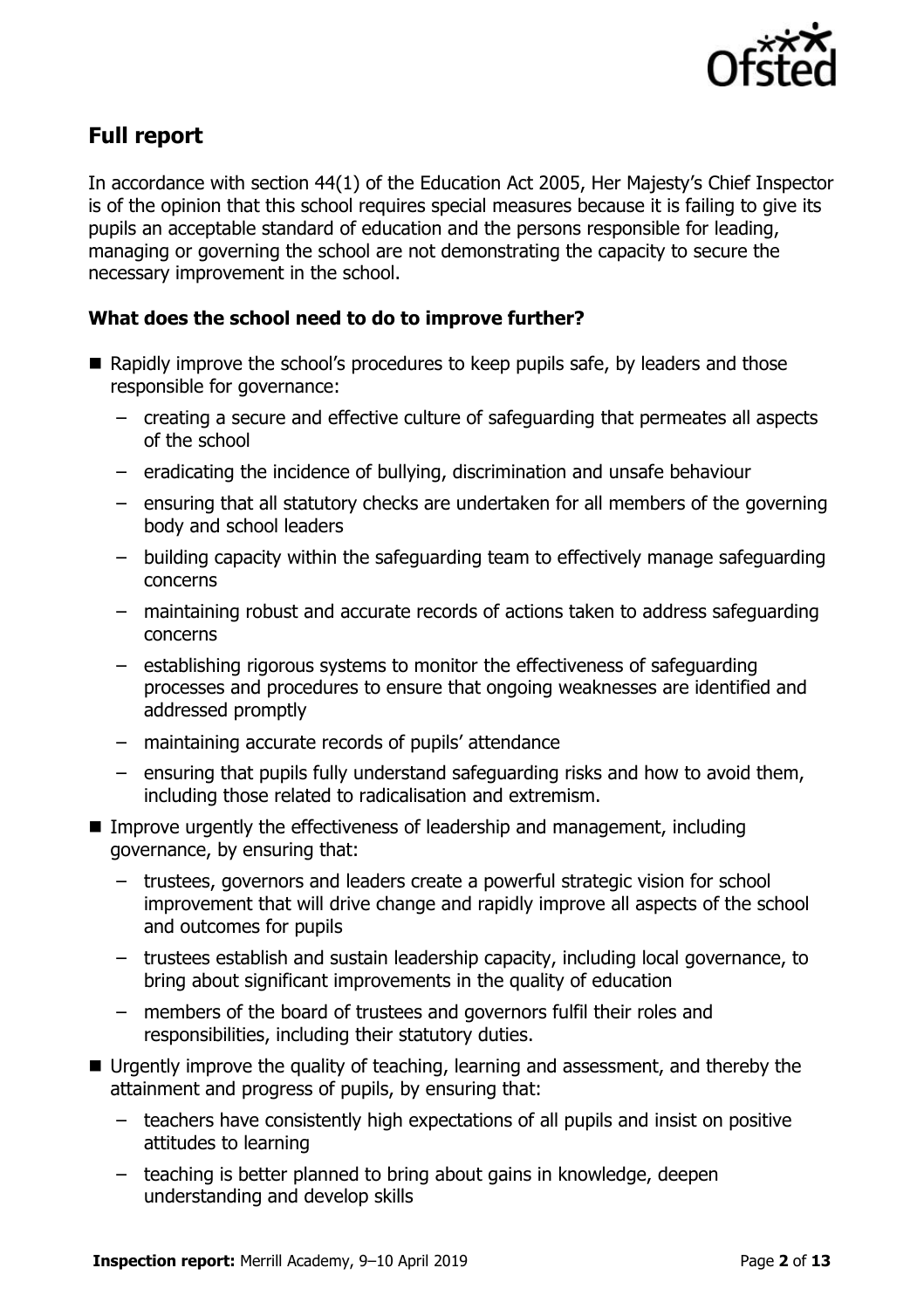## Full report

In accordance with section 44(1) of the Education Act 2005, Her Majesty's Chief Inspector is of the opinion that this school requires special measures because it is failing to give its pupils an acceptable standard of education and the persons responsible for leading, managing or governing the school are not demonstrating the capacity to secure the necessary improvement in the school.

### What does the school need to do to improve further?

- Rapidly improve the school's procedures to keep pupils safe, by leaders and those responsible for governance:
  - creating a secure and effective culture of safeguarding that permeates all aspects of the school
  - eradicating the incidence of bullying, discrimination and unsafe behaviour
  - ensuring that all statutory checks are undertaken for all members of the governing body and school leaders
  - building capacity within the safeguarding team to effectively manage safeguarding concerns
  - maintaining robust and accurate records of actions taken to address safeguarding concerns
  - establishing rigorous systems to monitor the effectiveness of safeguarding processes and procedures to ensure that ongoing weaknesses are identified and addressed promptly
  - maintaining accurate records of pupils' attendance
  - ensuring that pupils fully understand safeguarding risks and how to avoid them, including those related to radicalisation and extremism.
- Improve urgently the effectiveness of leadership and management, including governance, by ensuring that:
  - trustees, governors and leaders create a powerful strategic vision for school improvement that will drive change and rapidly improve all aspects of the school and outcomes for pupils
  - trustees establish and sustain leadership capacity, including local governance, to bring about significant improvements in the quality of education
  - members of the board of trustees and governors fulfil their roles and responsibilities, including their statutory duties.
- Urgently improve the quality of teaching, learning and assessment, and thereby the attainment and progress of pupils, by ensuring that:
  - teachers have consistently high expectations of all pupils and insist on positive attitudes to learning
  - teaching is better planned to bring about gains in knowledge, deepen understanding and develop skills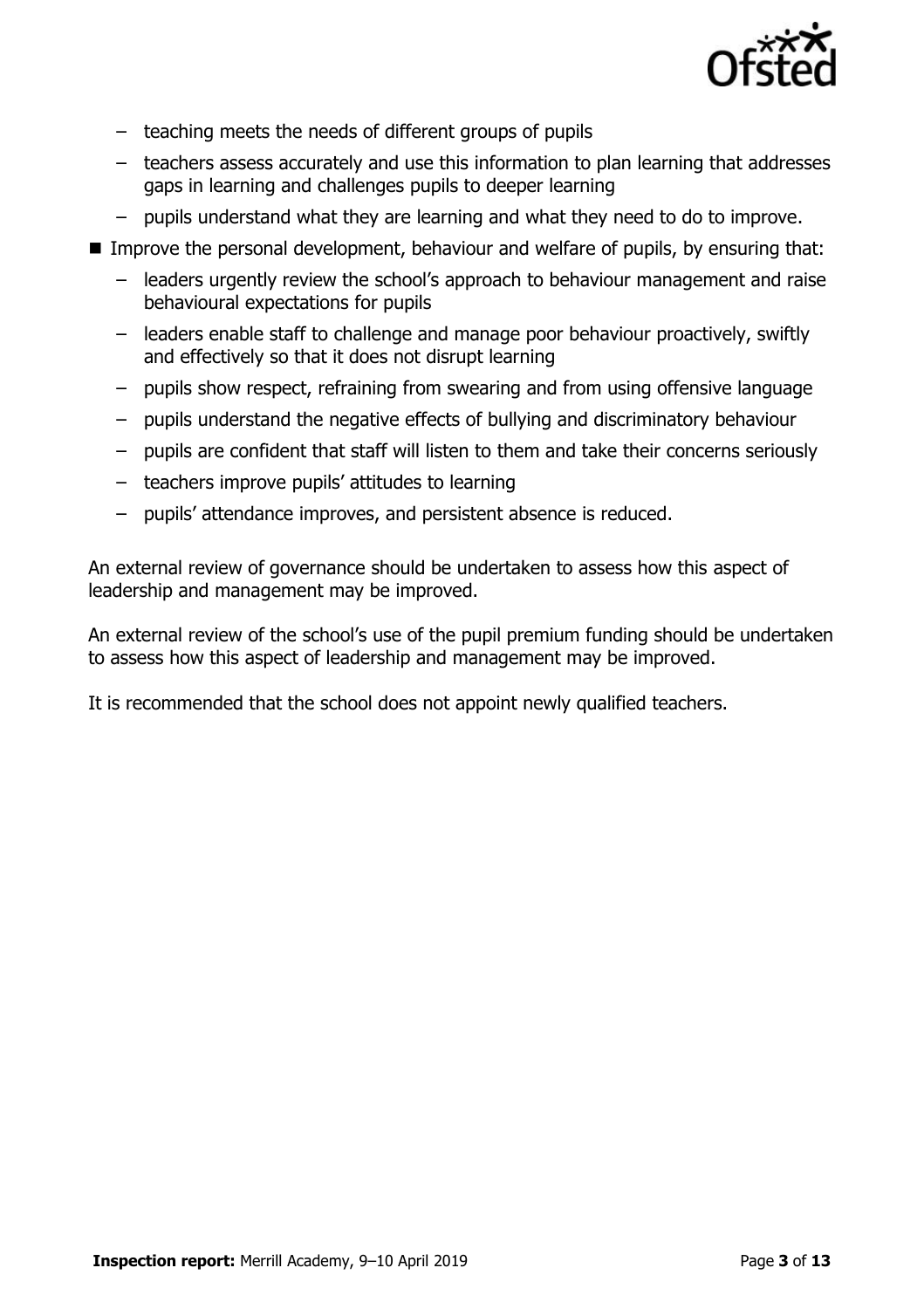- teaching meets the needs of different groups of pupils
  - teachers assess accurately and use this information to plan learning that addresses gaps in learning and challenges pupils to deeper learning
  - pupils understand what they are learning and what they need to do to improve.
- Improve the personal development, behaviour and welfare of pupils, by ensuring that:
  - leaders urgently review the school's approach to behaviour management and raise behavioural expectations for pupils
  - leaders enable staff to challenge and manage poor behaviour proactively, swiftly and effectively so that it does not disrupt learning
  - pupils show respect, refraining from swearing and from using offensive language
  - pupils understand the negative effects of bullying and discriminatory behaviour
  - pupils are confident that staff will listen to them and take their concerns seriously
  - teachers improve pupils' attitudes to learning
  - pupils' attendance improves, and persistent absence is reduced.

An external review of governance should be undertaken to assess how this aspect of leadership and management may be improved.

An external review of the school's use of the pupil premium funding should be undertaken to assess how this aspect of leadership and management may be improved.

It is recommended that the school does not appoint newly qualified teachers.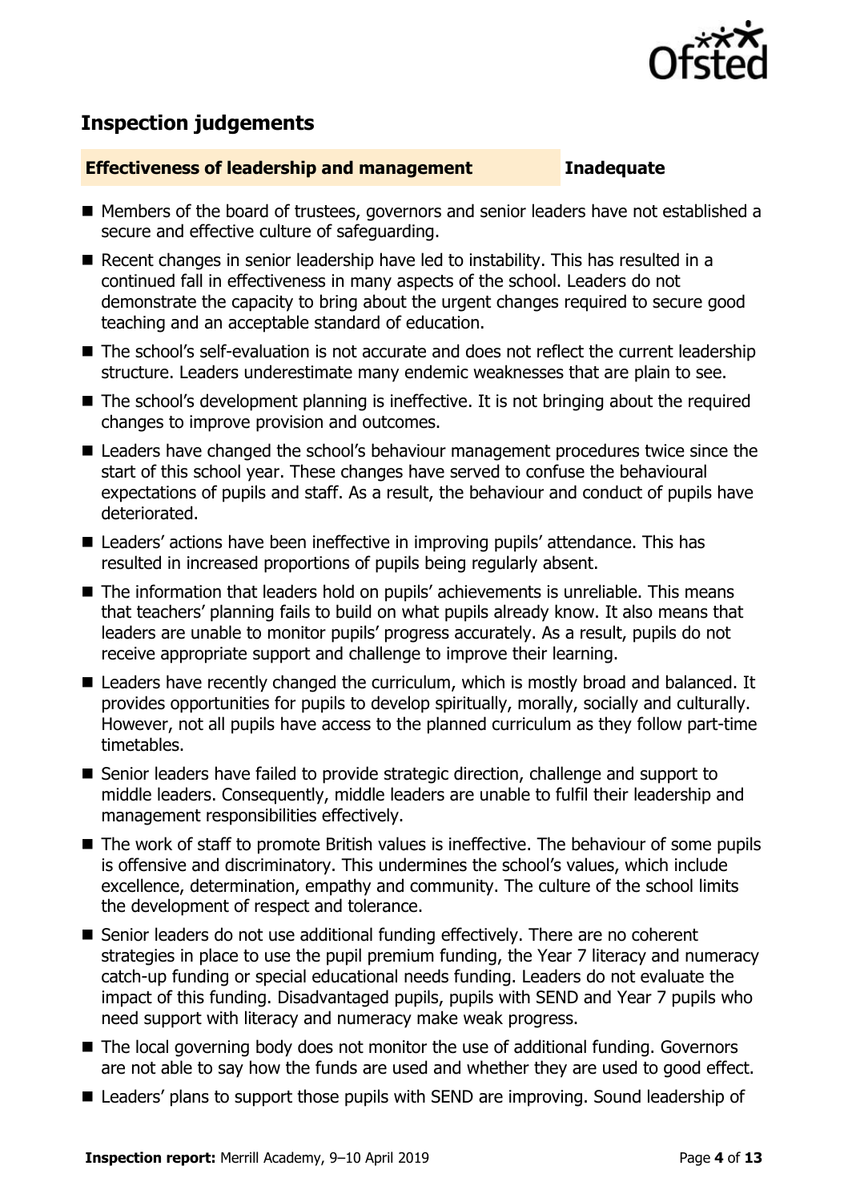## Inspection judgements

**Effectiveness of leadership and management** **Inadequate**

- Members of the board of trustees, governors and senior leaders have not established a secure and effective culture of safeguarding.
- Recent changes in senior leadership have led to instability. This has resulted in a continued fall in effectiveness in many aspects of the school. Leaders do not demonstrate the capacity to bring about the urgent changes required to secure good teaching and an acceptable standard of education.
- The school's self-evaluation is not accurate and does not reflect the current leadership structure. Leaders underestimate many endemic weaknesses that are plain to see.
- The school's development planning is ineffective. It is not bringing about the required changes to improve provision and outcomes.
- Leaders have changed the school's behaviour management procedures twice since the start of this school year. These changes have served to confuse the behavioural expectations of pupils and staff. As a result, the behaviour and conduct of pupils have deteriorated.
- Leaders' actions have been ineffective in improving pupils' attendance. This has resulted in increased proportions of pupils being regularly absent.
- The information that leaders hold on pupils' achievements is unreliable. This means that teachers' planning fails to build on what pupils already know. It also means that leaders are unable to monitor pupils' progress accurately. As a result, pupils do not receive appropriate support and challenge to improve their learning.
- Leaders have recently changed the curriculum, which is mostly broad and balanced. It provides opportunities for pupils to develop spiritually, morally, socially and culturally. However, not all pupils have access to the planned curriculum as they follow part-time timetables.
- Senior leaders have failed to provide strategic direction, challenge and support to middle leaders. Consequently, middle leaders are unable to fulfil their leadership and management responsibilities effectively.
- The work of staff to promote British values is ineffective. The behaviour of some pupils is offensive and discriminatory. This undermines the school's values, which include excellence, determination, empathy and community. The culture of the school limits the development of respect and tolerance.
- Senior leaders do not use additional funding effectively. There are no coherent strategies in place to use the pupil premium funding, the Year 7 literacy and numeracy catch-up funding or special educational needs funding. Leaders do not evaluate the impact of this funding. Disadvantaged pupils, pupils with SEND and Year 7 pupils who need support with literacy and numeracy make weak progress.
- The local governing body does not monitor the use of additional funding. Governors are not able to say how the funds are used and whether they are used to good effect.
- Leaders' plans to support those pupils with SEND are improving. Sound leadership of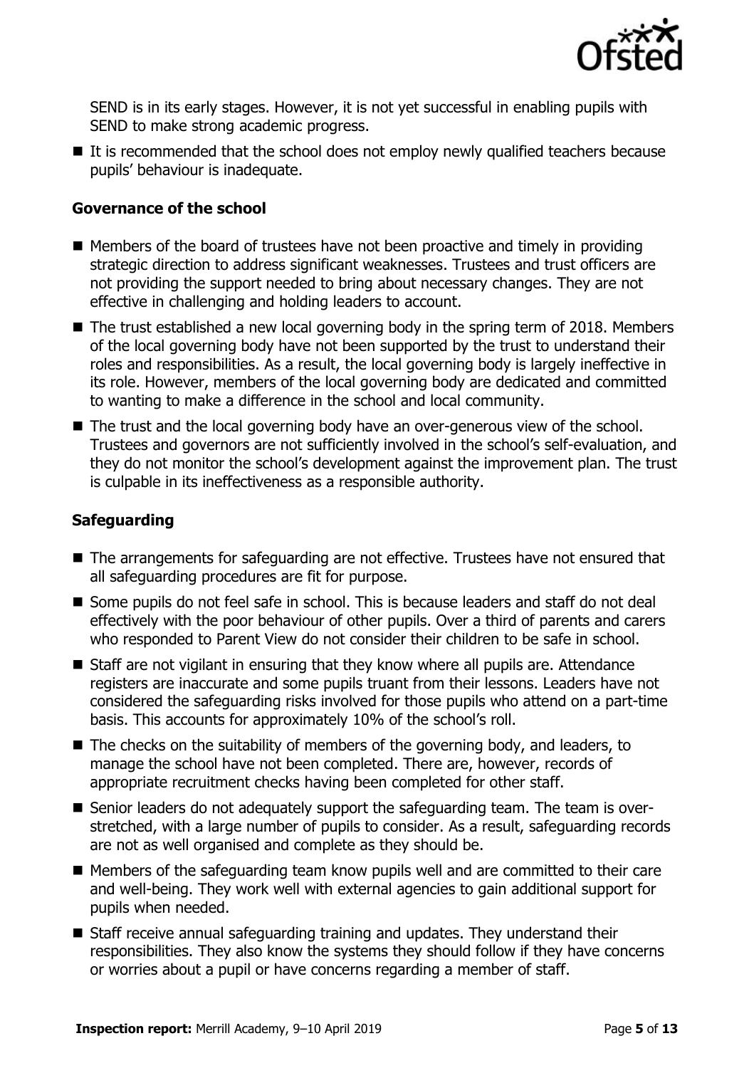SEND is in its early stages. However, it is not yet successful in enabling pupils with SEND to make strong academic progress.

- It is recommended that the school does not employ newly qualified teachers because pupils' behaviour is inadequate.

### Governance of the school

- Members of the board of trustees have not been proactive and timely in providing strategic direction to address significant weaknesses. Trustees and trust officers are not providing the support needed to bring about necessary changes. They are not effective in challenging and holding leaders to account.
- The trust established a new local governing body in the spring term of 2018. Members of the local governing body have not been supported by the trust to understand their roles and responsibilities. As a result, the local governing body is largely ineffective in its role. However, members of the local governing body are dedicated and committed to wanting to make a difference in the school and local community.
- The trust and the local governing body have an over-generous view of the school. Trustees and governors are not sufficiently involved in the school's self-evaluation, and they do not monitor the school's development against the improvement plan. The trust is culpable in its ineffectiveness as a responsible authority.

### Safeguarding

- The arrangements for safeguarding are not effective. Trustees have not ensured that all safeguarding procedures are fit for purpose.
- Some pupils do not feel safe in school. This is because leaders and staff do not deal effectively with the poor behaviour of other pupils. Over a third of parents and carers who responded to Parent View do not consider their children to be safe in school.
- Staff are not vigilant in ensuring that they know where all pupils are. Attendance registers are inaccurate and some pupils truant from their lessons. Leaders have not considered the safeguarding risks involved for those pupils who attend on a part-time basis. This accounts for approximately 10% of the school's roll.
- The checks on the suitability of members of the governing body, and leaders, to manage the school have not been completed. There are, however, records of appropriate recruitment checks having been completed for other staff.
- Senior leaders do not adequately support the safeguarding team. The team is over-stretched, with a large number of pupils to consider. As a result, safeguarding records are not as well organised and complete as they should be.
- Members of the safeguarding team know pupils well and are committed to their care and well-being. They work well with external agencies to gain additional support for pupils when needed.
- Staff receive annual safeguarding training and updates. They understand their responsibilities. They also know the systems they should follow if they have concerns or worries about a pupil or have concerns regarding a member of staff.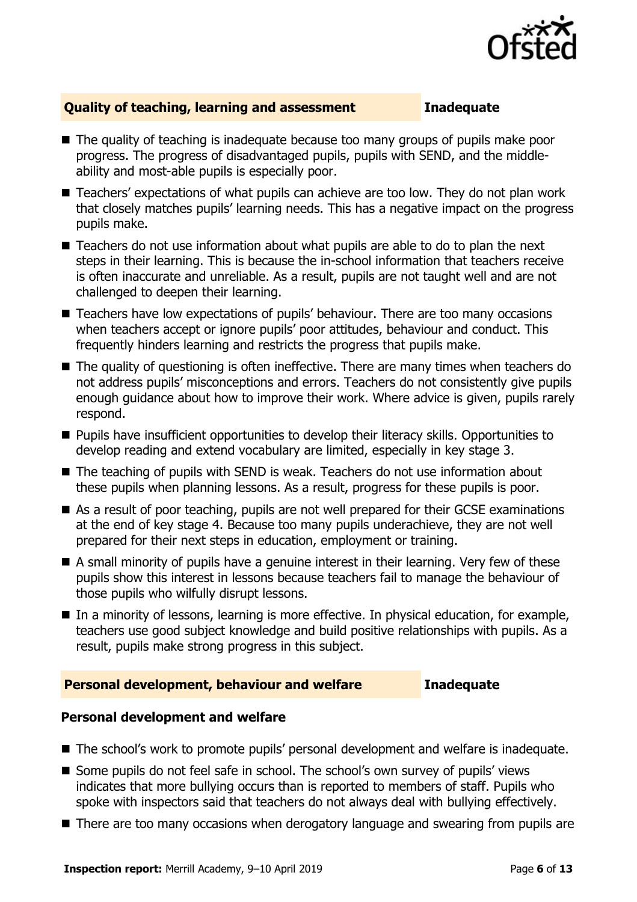## Quality of teaching, learning and assessment — Inadequate

- The quality of teaching is inadequate because too many groups of pupils make poor progress. The progress of disadvantaged pupils, pupils with SEND, and the middle-ability and most-able pupils is especially poor.
- Teachers' expectations of what pupils can achieve are too low. They do not plan work that closely matches pupils' learning needs. This has a negative impact on the progress pupils make.
- Teachers do not use information about what pupils are able to do to plan the next steps in their learning. This is because the in-school information that teachers receive is often inaccurate and unreliable. As a result, pupils are not taught well and are not challenged to deepen their learning.
- Teachers have low expectations of pupils' behaviour. There are too many occasions when teachers accept or ignore pupils' poor attitudes, behaviour and conduct. This frequently hinders learning and restricts the progress that pupils make.
- The quality of questioning is often ineffective. There are many times when teachers do not address pupils' misconceptions and errors. Teachers do not consistently give pupils enough guidance about how to improve their work. Where advice is given, pupils rarely respond.
- Pupils have insufficient opportunities to develop their literacy skills. Opportunities to develop reading and extend vocabulary are limited, especially in key stage 3.
- The teaching of pupils with SEND is weak. Teachers do not use information about these pupils when planning lessons. As a result, progress for these pupils is poor.
- As a result of poor teaching, pupils are not well prepared for their GCSE examinations at the end of key stage 4. Because too many pupils underachieve, they are not well prepared for their next steps in education, employment or training.
- A small minority of pupils have a genuine interest in their learning. Very few of these pupils show this interest in lessons because teachers fail to manage the behaviour of those pupils who wilfully disrupt lessons.
- In a minority of lessons, learning is more effective. In physical education, for example, teachers use good subject knowledge and build positive relationships with pupils. As a result, pupils make strong progress in this subject.

## Personal development, behaviour and welfare — Inadequate

### Personal development and welfare

- The school's work to promote pupils' personal development and welfare is inadequate.
- Some pupils do not feel safe in school. The school's own survey of pupils' views indicates that more bullying occurs than is reported to members of staff. Pupils who spoke with inspectors said that teachers do not always deal with bullying effectively.
- There are too many occasions when derogatory language and swearing from pupils are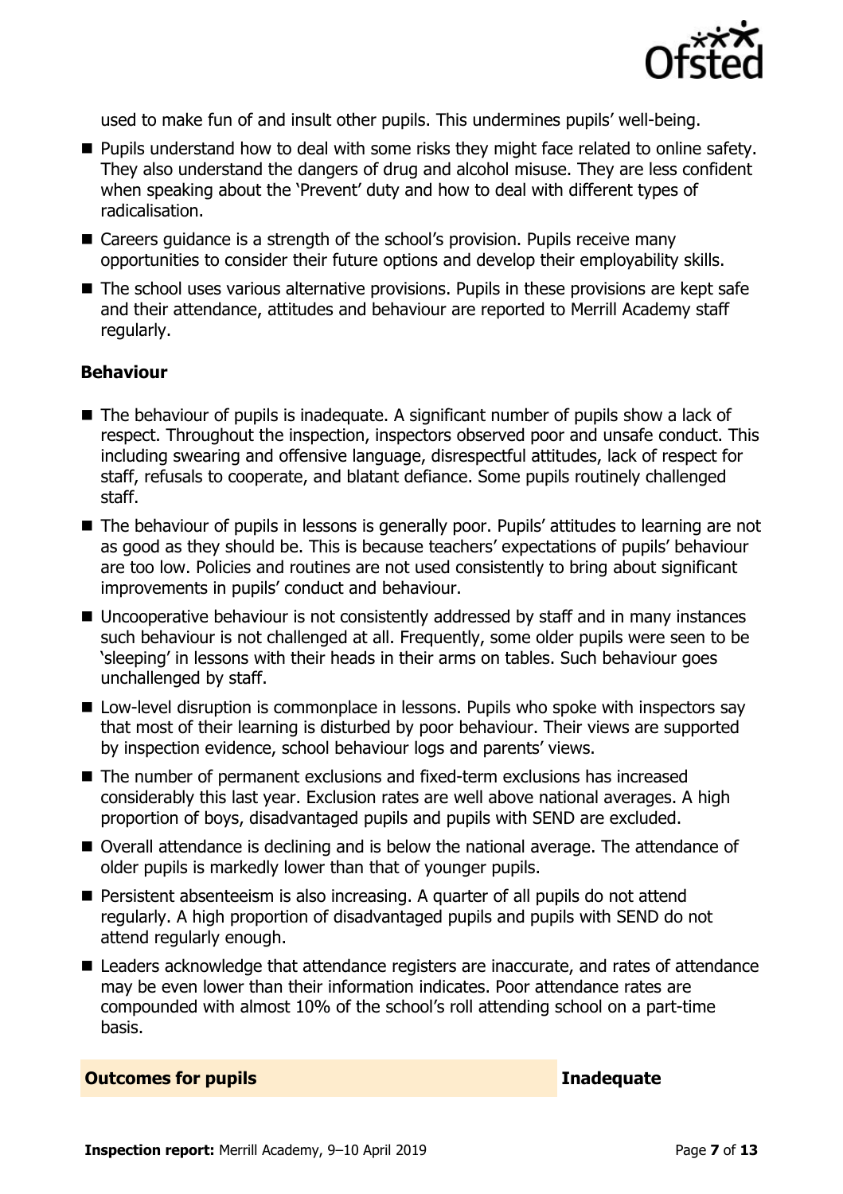used to make fun of and insult other pupils. This undermines pupils' well-being.

- Pupils understand how to deal with some risks they might face related to online safety. They also understand the dangers of drug and alcohol misuse. They are less confident when speaking about the 'Prevent' duty and how to deal with different types of radicalisation.
- Careers guidance is a strength of the school's provision. Pupils receive many opportunities to consider their future options and develop their employability skills.
- The school uses various alternative provisions. Pupils in these provisions are kept safe and their attendance, attitudes and behaviour are reported to Merrill Academy staff regularly.

### Behaviour

- The behaviour of pupils is inadequate. A significant number of pupils show a lack of respect. Throughout the inspection, inspectors observed poor and unsafe conduct. This including swearing and offensive language, disrespectful attitudes, lack of respect for staff, refusals to cooperate, and blatant defiance. Some pupils routinely challenged staff.
- The behaviour of pupils in lessons is generally poor. Pupils' attitudes to learning are not as good as they should be. This is because teachers' expectations of pupils' behaviour are too low. Policies and routines are not used consistently to bring about significant improvements in pupils' conduct and behaviour.
- Uncooperative behaviour is not consistently addressed by staff and in many instances such behaviour is not challenged at all. Frequently, some older pupils were seen to be 'sleeping' in lessons with their heads in their arms on tables. Such behaviour goes unchallenged by staff.
- Low-level disruption is commonplace in lessons. Pupils who spoke with inspectors say that most of their learning is disturbed by poor behaviour. Their views are supported by inspection evidence, school behaviour logs and parents' views.
- The number of permanent exclusions and fixed-term exclusions has increased considerably this last year. Exclusion rates are well above national averages. A high proportion of boys, disadvantaged pupils and pupils with SEND are excluded.
- Overall attendance is declining and is below the national average. The attendance of older pupils is markedly lower than that of younger pupils.
- Persistent absenteeism is also increasing. A quarter of all pupils do not attend regularly. A high proportion of disadvantaged pupils and pupils with SEND do not attend regularly enough.
- Leaders acknowledge that attendance registers are inaccurate, and rates of attendance may be even lower than their information indicates. Poor attendance rates are compounded with almost 10% of the school's roll attending school on a part-time basis.

| **Outcomes for pupils** | **Inadequate** |
|---|---|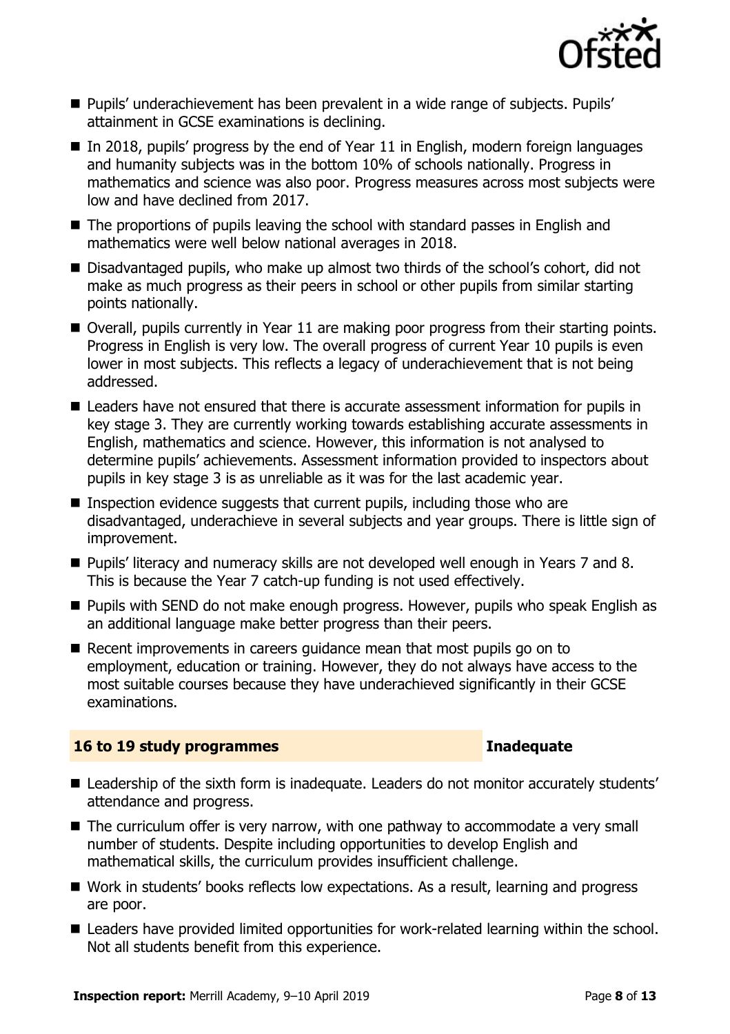- Pupils' underachievement has been prevalent in a wide range of subjects. Pupils' attainment in GCSE examinations is declining.
- In 2018, pupils' progress by the end of Year 11 in English, modern foreign languages and humanity subjects was in the bottom 10% of schools nationally. Progress in mathematics and science was also poor. Progress measures across most subjects were low and have declined from 2017.
- The proportions of pupils leaving the school with standard passes in English and mathematics were well below national averages in 2018.
- Disadvantaged pupils, who make up almost two thirds of the school's cohort, did not make as much progress as their peers in school or other pupils from similar starting points nationally.
- Overall, pupils currently in Year 11 are making poor progress from their starting points. Progress in English is very low. The overall progress of current Year 10 pupils is even lower in most subjects. This reflects a legacy of underachievement that is not being addressed.
- Leaders have not ensured that there is accurate assessment information for pupils in key stage 3. They are currently working towards establishing accurate assessments in English, mathematics and science. However, this information is not analysed to determine pupils' achievements. Assessment information provided to inspectors about pupils in key stage 3 is as unreliable as it was for the last academic year.
- Inspection evidence suggests that current pupils, including those who are disadvantaged, underachieve in several subjects and year groups. There is little sign of improvement.
- Pupils' literacy and numeracy skills are not developed well enough in Years 7 and 8. This is because the Year 7 catch-up funding is not used effectively.
- Pupils with SEND do not make enough progress. However, pupils who speak English as an additional language make better progress than their peers.
- Recent improvements in careers guidance mean that most pupils go on to employment, education or training. However, they do not always have access to the most suitable courses because they have underachieved significantly in their GCSE examinations.

## 16 to 19 study programmes — Inadequate

- Leadership of the sixth form is inadequate. Leaders do not monitor accurately students' attendance and progress.
- The curriculum offer is very narrow, with one pathway to accommodate a very small number of students. Despite including opportunities to develop English and mathematical skills, the curriculum provides insufficient challenge.
- Work in students' books reflects low expectations. As a result, learning and progress are poor.
- Leaders have provided limited opportunities for work-related learning within the school. Not all students benefit from this experience.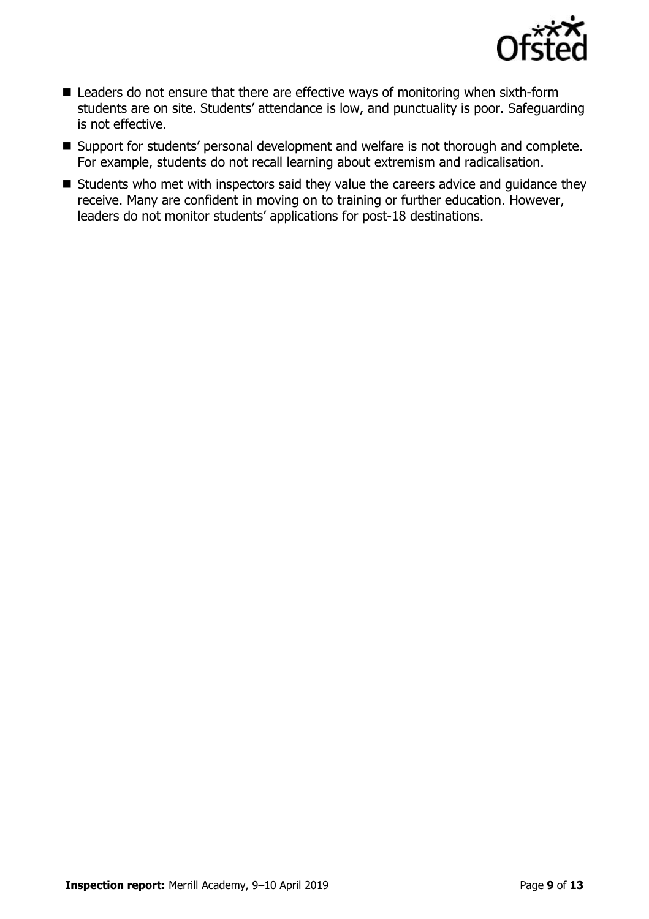- Leaders do not ensure that there are effective ways of monitoring when sixth-form students are on site. Students' attendance is low, and punctuality is poor. Safeguarding is not effective.
- Support for students' personal development and welfare is not thorough and complete. For example, students do not recall learning about extremism and radicalisation.
- Students who met with inspectors said they value the careers advice and guidance they receive. Many are confident in moving on to training or further education. However, leaders do not monitor students' applications for post-18 destinations.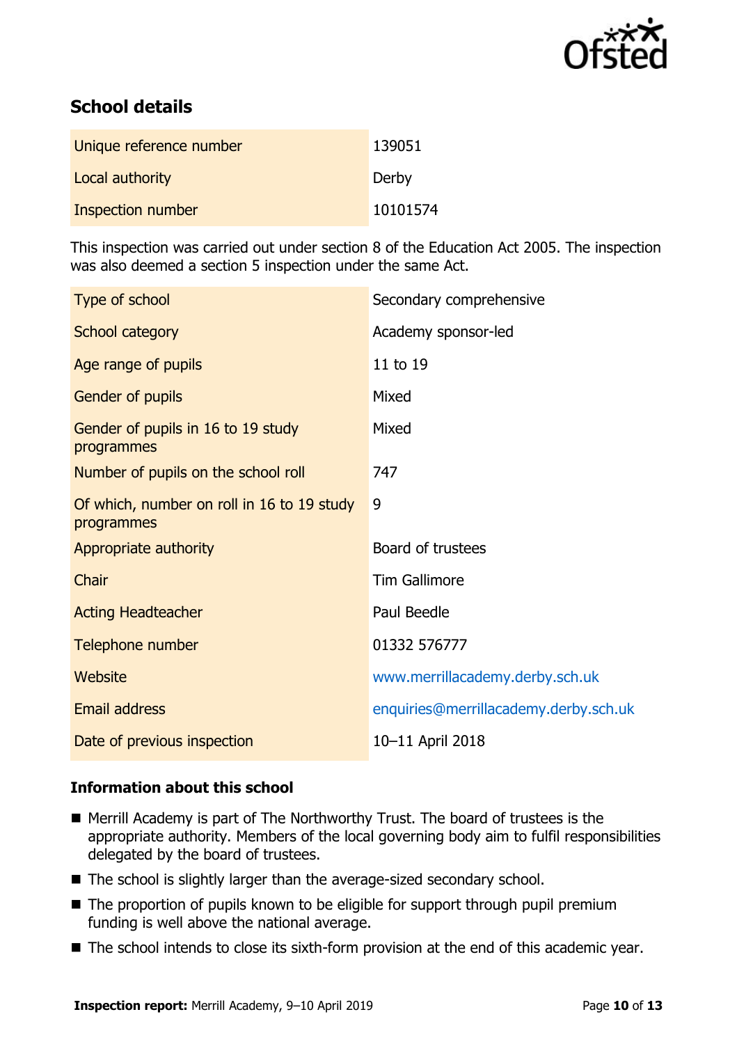## School details

| | |
|---|---|
| Unique reference number | 139051 |
| Local authority | Derby |
| Inspection number | 10101574 |

This inspection was carried out under section 8 of the Education Act 2005. The inspection was also deemed a section 5 inspection under the same Act.

| | |
|---|---|
| Type of school | Secondary comprehensive |
| School category | Academy sponsor-led |
| Age range of pupils | 11 to 19 |
| Gender of pupils | Mixed |
| Gender of pupils in 16 to 19 study programmes | Mixed |
| Number of pupils on the school roll | 747 |
| Of which, number on roll in 16 to 19 study programmes | 9 |
| Appropriate authority | Board of trustees |
| Chair | Tim Gallimore |
| Acting Headteacher | Paul Beedle |
| Telephone number | 01332 576777 |
| Website | www.merrillacademy.derby.sch.uk |
| Email address | enquiries@merrillacademy.derby.sch.uk |
| Date of previous inspection | 10–11 April 2018 |

### Information about this school

- Merrill Academy is part of The Northworthy Trust. The board of trustees is the appropriate authority. Members of the local governing body aim to fulfil responsibilities delegated by the board of trustees.
- The school is slightly larger than the average-sized secondary school.
- The proportion of pupils known to be eligible for support through pupil premium funding is well above the national average.
- The school intends to close its sixth-form provision at the end of this academic year.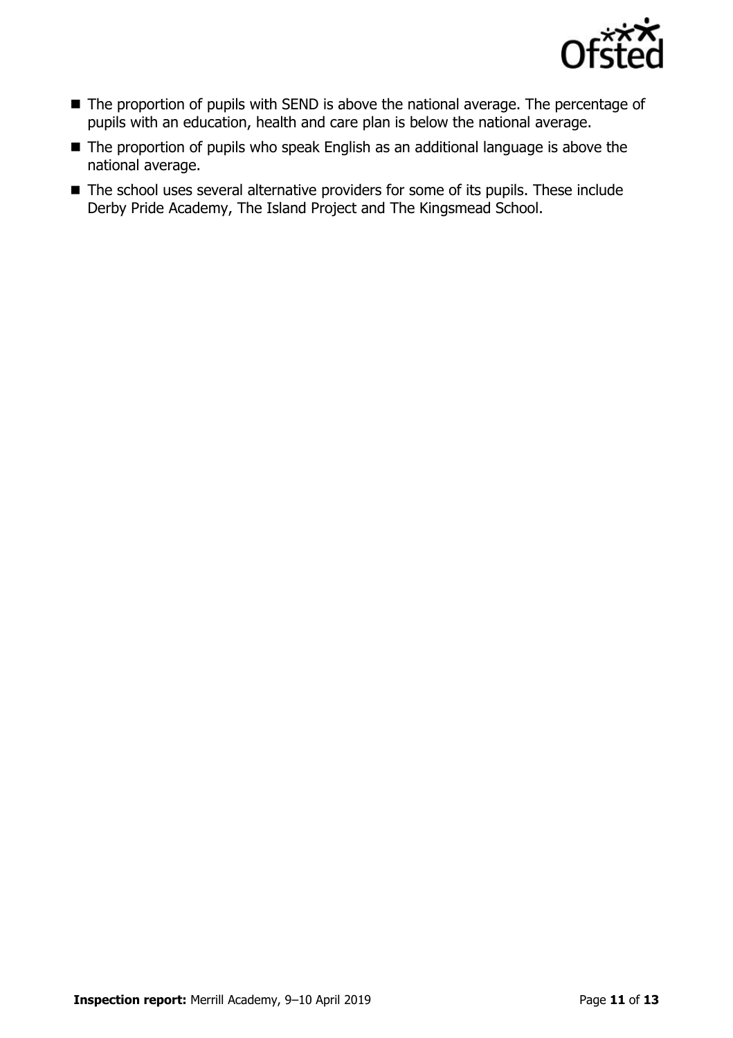- The proportion of pupils with SEND is above the national average. The percentage of pupils with an education, health and care plan is below the national average.
- The proportion of pupils who speak English as an additional language is above the national average.
- The school uses several alternative providers for some of its pupils. These include Derby Pride Academy, The Island Project and The Kingsmead School.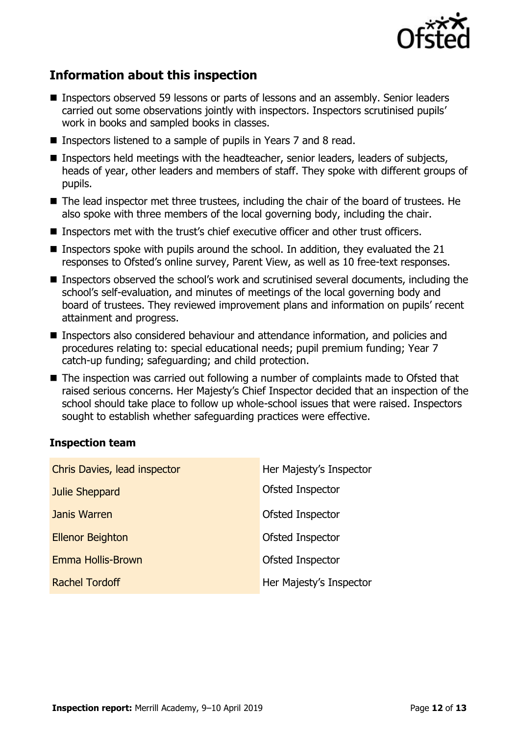## Information about this inspection

- Inspectors observed 59 lessons or parts of lessons and an assembly. Senior leaders carried out some observations jointly with inspectors. Inspectors scrutinised pupils' work in books and sampled books in classes.
- Inspectors listened to a sample of pupils in Years 7 and 8 read.
- Inspectors held meetings with the headteacher, senior leaders, leaders of subjects, heads of year, other leaders and members of staff. They spoke with different groups of pupils.
- The lead inspector met three trustees, including the chair of the board of trustees. He also spoke with three members of the local governing body, including the chair.
- Inspectors met with the trust's chief executive officer and other trust officers.
- Inspectors spoke with pupils around the school. In addition, they evaluated the 21 responses to Ofsted's online survey, Parent View, as well as 10 free-text responses.
- Inspectors observed the school's work and scrutinised several documents, including the school's self-evaluation, and minutes of meetings of the local governing body and board of trustees. They reviewed improvement plans and information on pupils' recent attainment and progress.
- Inspectors also considered behaviour and attendance information, and policies and procedures relating to: special educational needs; pupil premium funding; Year 7 catch-up funding; safeguarding; and child protection.
- The inspection was carried out following a number of complaints made to Ofsted that raised serious concerns. Her Majesty's Chief Inspector decided that an inspection of the school should take place to follow up whole-school issues that were raised. Inspectors sought to establish whether safeguarding practices were effective.

### Inspection team

| | |
|---|---|
| Chris Davies, lead inspector | Her Majesty's Inspector |
| Julie Sheppard | Ofsted Inspector |
| Janis Warren | Ofsted Inspector |
| Ellenor Beighton | Ofsted Inspector |
| Emma Hollis-Brown | Ofsted Inspector |
| Rachel Tordoff | Her Majesty's Inspector |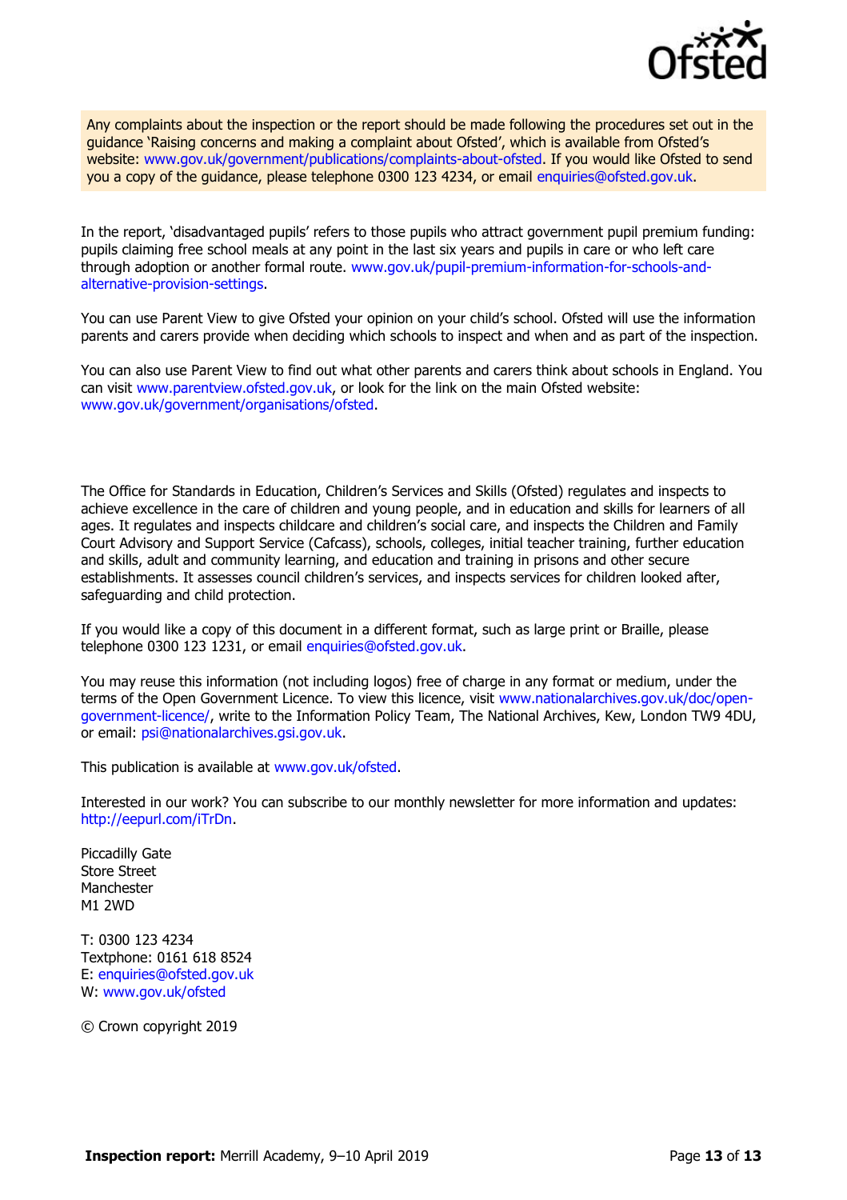Any complaints about the inspection or the report should be made following the procedures set out in the guidance 'Raising concerns and making a complaint about Ofsted', which is available from Ofsted's website: www.gov.uk/government/publications/complaints-about-ofsted. If you would like Ofsted to send you a copy of the guidance, please telephone 0300 123 4234, or email enquiries@ofsted.gov.uk.

In the report, 'disadvantaged pupils' refers to those pupils who attract government pupil premium funding: pupils claiming free school meals at any point in the last six years and pupils in care or who left care through adoption or another formal route. www.gov.uk/pupil-premium-information-for-schools-and-alternative-provision-settings.

You can use Parent View to give Ofsted your opinion on your child's school. Ofsted will use the information parents and carers provide when deciding which schools to inspect and when and as part of the inspection.

You can also use Parent View to find out what other parents and carers think about schools in England. You can visit www.parentview.ofsted.gov.uk, or look for the link on the main Ofsted website: www.gov.uk/government/organisations/ofsted.

The Office for Standards in Education, Children's Services and Skills (Ofsted) regulates and inspects to achieve excellence in the care of children and young people, and in education and skills for learners of all ages. It regulates and inspects childcare and children's social care, and inspects the Children and Family Court Advisory and Support Service (Cafcass), schools, colleges, initial teacher training, further education and skills, adult and community learning, and education and training in prisons and other secure establishments. It assesses council children's services, and inspects services for children looked after, safeguarding and child protection.

If you would like a copy of this document in a different format, such as large print or Braille, please telephone 0300 123 1231, or email enquiries@ofsted.gov.uk.

You may reuse this information (not including logos) free of charge in any format or medium, under the terms of the Open Government Licence. To view this licence, visit www.nationalarchives.gov.uk/doc/open-government-licence/, write to the Information Policy Team, The National Archives, Kew, London TW9 4DU, or email: psi@nationalarchives.gsi.gov.uk.

This publication is available at www.gov.uk/ofsted.

Interested in our work? You can subscribe to our monthly newsletter for more information and updates: http://eepurl.com/iTrDn.

Piccadilly Gate
Store Street
Manchester
M1 2WD

T: 0300 123 4234
Textphone: 0161 618 8524
E: enquiries@ofsted.gov.uk
W: www.gov.uk/ofsted

© Crown copyright 2019